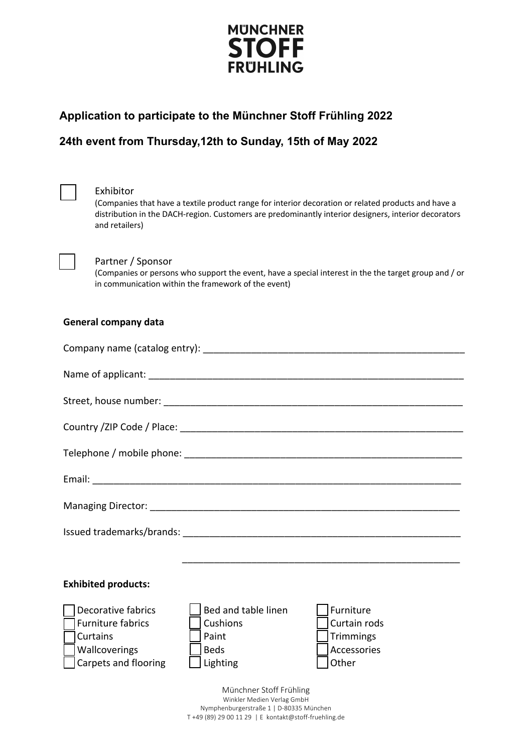MÜNCHNER STOFF FRÜHLING

## Application to participate to the Münchner Stoff Frühling 2022

## 24th event from Thursday,12th to Sunday, 15th of May 2022

☐ Exhibitor
(Companies that have a textile product range for interior decoration or related products and have a distribution in the DACH-region. Customers are predominantly interior designers, interior decorators and retailers)

☐ Partner / Sponsor
(Companies or persons who support the event, have a special interest in the the target group and / or in communication within the framework of the event)

**General company data**

Company name (catalog entry): ___________________________________________________

Name of applicant: ___________________________________________________________

Street, house number: _________________________________________________________

Country /ZIP Code / Place: _____________________________________________________

Telephone / mobile phone: _____________________________________________________

Email: _____________________________________________________________________

Managing Director: ___________________________________________________________

Issued trademarks/brands: _____________________________________________________

_____________________________________________________

**Exhibited products:**

☐ Decorative fabrics
☐ Furniture fabrics
☐ Curtains
☐ Wallcoverings
☐ Carpets and flooring
☐ Bed and table linen
☐ Cushions
☐ Paint
☐ Beds
☐ Lighting
☐ Furniture
☐ Curtain rods
☐ Trimmings
☐ Accessories
☐ Other

Münchner Stoff Frühling
Winkler Medien Verlag GmbH
Nymphenburgerstraße 1 | D-80335 München
T +49 (89) 29 00 11 29 | E kontakt@stoff-fruehling.de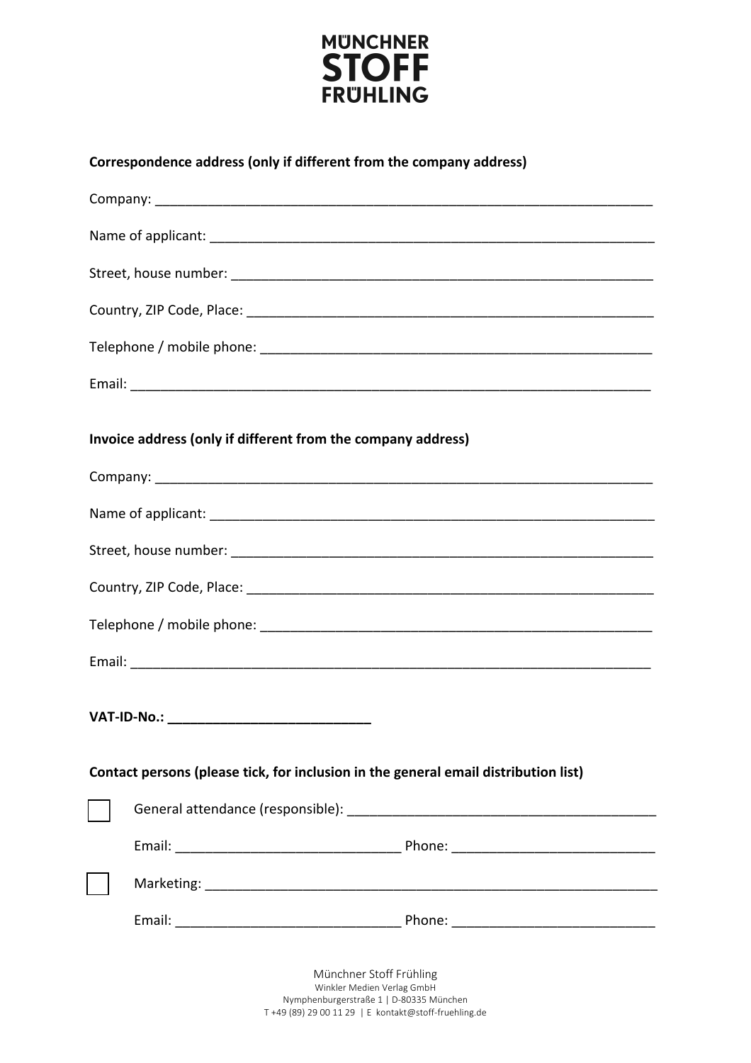MÜNCHNER
STOFF
FRÜHLING

**Correspondence address (only if different from the company address)**

Company: ____________________________________________________________________

Name of applicant: ______________________________________________________________

Street, house number: ___________________________________________________________

Country, ZIP Code, Place: ________________________________________________________

Telephone / mobile phone: _______________________________________________________

Email: _______________________________________________________________________

**Invoice address (only if different from the company address)**

Company: ____________________________________________________________________

Name of applicant: ______________________________________________________________

Street, house number: ___________________________________________________________

Country, ZIP Code, Place: ________________________________________________________

Telephone / mobile phone: _______________________________________________________

Email: _______________________________________________________________________

**VAT-ID-No.: ___________________________**

**Contact persons (please tick, for inclusion in the general email distribution list)**

☐ General attendance (responsible): ________________________________________

Email: _____________________________ Phone: __________________________

☐ Marketing: ____________________________________________________________

Email: _____________________________ Phone: __________________________

Münchner Stoff Frühling
Winkler Medien Verlag GmbH
Nymphenburgerstraße 1 | D-80335 München
T +49 (89) 29 00 11 29 | E kontakt@stoff-fruehling.de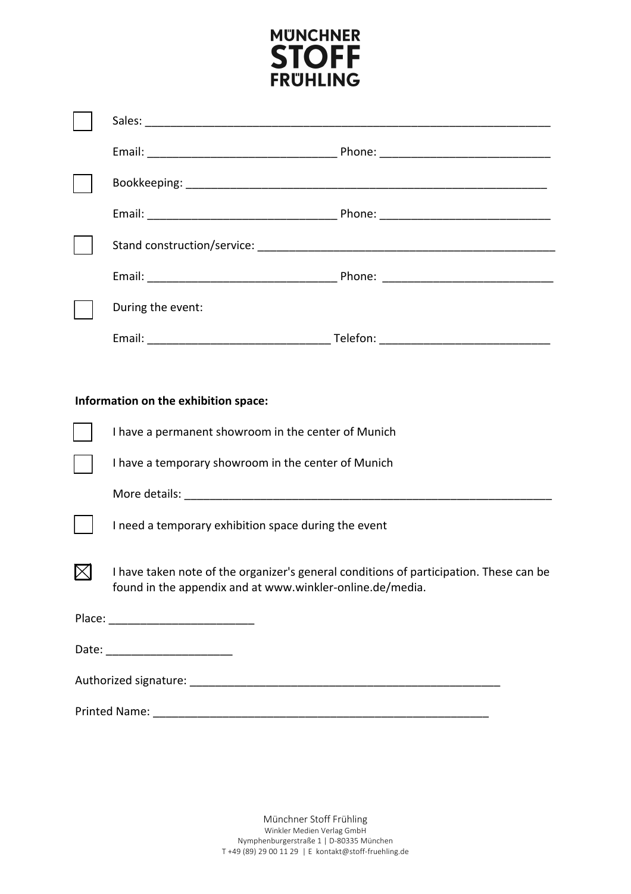# MÜNCHNER STOFF FRÜHLING

☐ Sales: ______________________________________________________________

Email: _____________________________ Phone: __________________________

☐ Bookkeeping: ______________________________________________________

Email: _____________________________ Phone: __________________________

☐ Stand construction/service: _____________________________________________

Email: _____________________________ Phone: __________________________

☐ During the event:

Email: _____________________________ Telefon: __________________________

**Information on the exhibition space:**

☐ I have a permanent showroom in the center of Munich

☐ I have a temporary showroom in the center of Munich

More details: _______________________________________________________

☐ I need a temporary exhibition space during the event

☒ I have taken note of the organizer's general conditions of participation. These can be found in the appendix and at www.winkler-online.de/media.

Place: ______________________

Date: ___________________

Authorized signature: ________________________________________________

Printed Name: ____________________________________________________

Münchner Stoff Frühling
Winkler Medien Verlag GmbH
Nymphenburgerstraße 1 | D-80335 München
T +49 (89) 29 00 11 29 | E kontakt@stoff-fruehling.de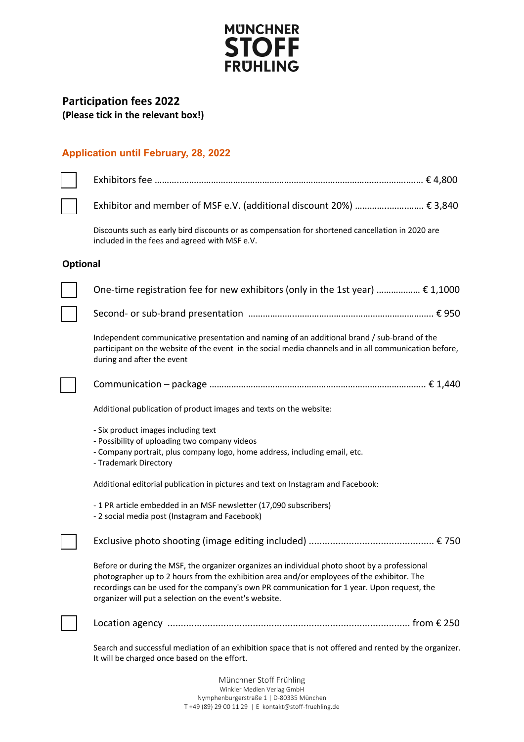MÜNCHNER STOFF FRÜHLING

## Participation fees 2022

**(Please tick in the relevant box!)**

### Application until February, 28, 2022

- ☐ Exhibitors fee ………………………………………………………………………………………… € 4,800
- ☐ Exhibitor and member of MSF e.V. (additional discount 20%) ……………………… € 3,840

Discounts such as early bird discounts or as compensation for shortened cancellation in 2020 are included in the fees and agreed with MSF e.V.

### Optional

- ☐ One-time registration fee for new exhibitors (only in the 1st year) ……………… € 1,1000
- ☐ Second- or sub-brand presentation ……………………………………………………………… € 950

Independent communicative presentation and naming of an additional brand / sub-brand of the participant on the website of the event in the social media channels and in all communication before, during and after the event

- ☐ Communication – package ………………………………………………………………………… € 1,440

Additional publication of product images and texts on the website:

- Six product images including text
- Possibility of uploading two company videos
- Company portrait, plus company logo, home address, including email, etc.
- Trademark Directory

Additional editorial publication in pictures and text on Instagram and Facebook:

- 1 PR article embedded in an MSF newsletter (17,090 subscribers)
- 2 social media post (Instagram and Facebook)

- ☐ Exclusive photo shooting (image editing included) ............................................... € 750

Before or during the MSF, the organizer organizes an individual photo shoot by a professional photographer up to 2 hours from the exhibition area and/or employees of the exhibitor. The recordings can be used for the company's own PR communication for 1 year. Upon request, the organizer will put a selection on the event's website.

- ☐ Location agency ........................................................................................ from € 250

Search and successful mediation of an exhibition space that is not offered and rented by the organizer. It will be charged once based on the effort.

Münchner Stoff Frühling
Winkler Medien Verlag GmbH
Nymphenburgerstraße 1 | D-80335 München
T +49 (89) 29 00 11 29 | E kontakt@stoff-fruehling.de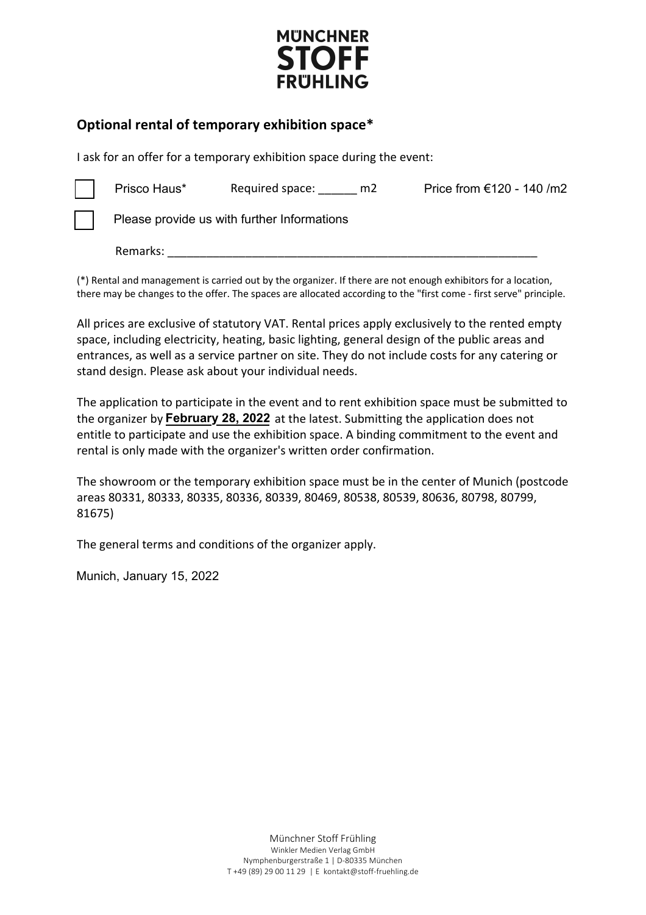MÜNCHNER
STOFF
FRÜHLING

## Optional rental of temporary exhibition space*

I ask for an offer for a temporary exhibition space during the event:

☐ Prisco Haus* Required space: ______ m2 Price from €120 - 140 /m2

☐ Please provide us with further Informations

Remarks: ____________________________________________________________

(*) Rental and management is carried out by the organizer. If there are not enough exhibitors for a location, there may be changes to the offer. The spaces are allocated according to the "first come - first serve" principle.

All prices are exclusive of statutory VAT. Rental prices apply exclusively to the rented empty space, including electricity, heating, basic lighting, general design of the public areas and entrances, as well as a service partner on site. They do not include costs for any catering or stand design. Please ask about your individual needs.

The application to participate in the event and to rent exhibition space must be submitted to the organizer by **February 28, 2022** at the latest. Submitting the application does not entitle to participate and use the exhibition space. A binding commitment to the event and rental is only made with the organizer's written order confirmation.

The showroom or the temporary exhibition space must be in the center of Munich (postcode areas 80331, 80333, 80335, 80336, 80339, 80469, 80538, 80539, 80636, 80798, 80799, 81675)

The general terms and conditions of the organizer apply.

Munich, January 15, 2022

Münchner Stoff Frühling
Winkler Medien Verlag GmbH
Nymphenburgerstraße 1 | D-80335 München
T +49 (89) 29 00 11 29 | E kontakt@stoff-fruehling.de